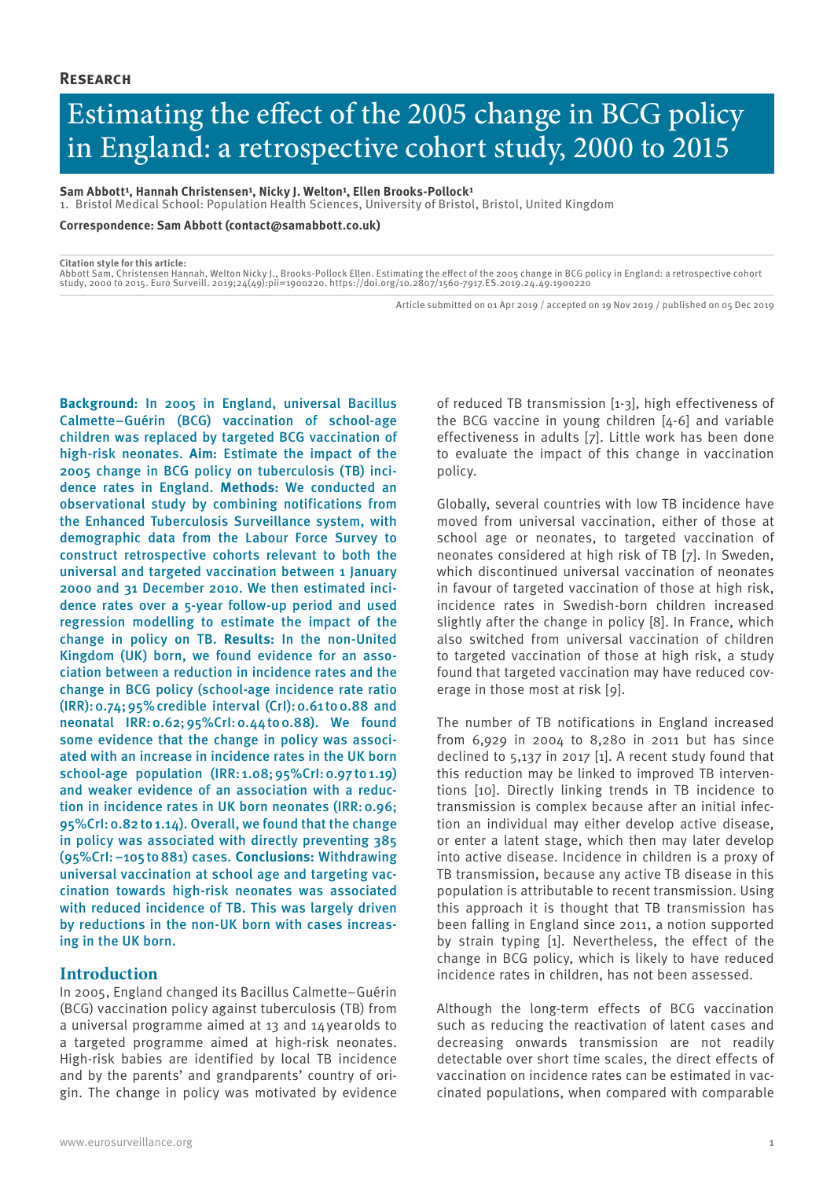**Research**

# Estimating the effect of the 2005 change in BCG policy in England: a retrospective cohort study, 2000 to 2015

**Sam Abbott[1], Hannah Christensen[1], Nicky J. Welton[1], Ellen Brooks-Pollock[1]**

1. Bristol Medical School: Population Health Sciences, University of Bristol, Bristol, United Kingdom

**Correspondence: Sam Abbott (contact@samabbott.co.uk)**

**Citation style for this article:**
Abbott Sam, Christensen Hannah, Welton Nicky J., Brooks-Pollock Ellen. Estimating the effect of the 2005 change in BCG policy in England: a retrospective cohort study, 2000 to 2015. Euro Surveill. 2019;24(49):pii=1900220. https://doi.org/10.2807/1560-7917.ES.2019.24.49.1900220

Article submitted on 01 Apr 2019 / accepted on 19 Nov 2019 / published on 05 Dec 2019

**Background:** In 2005 in England, universal Bacillus Calmette–Guérin (BCG) vaccination of school-age children was replaced by targeted BCG vaccination of high-risk neonates. **Aim:** Estimate the impact of the 2005 change in BCG policy on tuberculosis (TB) incidence rates in England. **Methods:** We conducted an observational study by combining notifications from the Enhanced Tuberculosis Surveillance system, with demographic data from the Labour Force Survey to construct retrospective cohorts relevant to both the universal and targeted vaccination between 1 January 2000 and 31 December 2010. We then estimated incidence rates over a 5-year follow-up period and used regression modelling to estimate the impact of the change in policy on TB. **Results:** In the non-United Kingdom (UK) born, we found evidence for an association between a reduction in incidence rates and the change in BCG policy (school-age incidence rate ratio (IRR): 0.74; 95% credible interval (CrI): 0.61 to 0.88 and neonatal IRR: 0.62; 95%CrI: 0.44 to 0.88). We found some evidence that the change in policy was associated with an increase in incidence rates in the UK born school-age population (IRR: 1.08; 95%CrI: 0.97 to 1.19) and weaker evidence of an association with a reduction in incidence rates in UK born neonates (IRR: 0.96; 95%CrI: 0.82 to 1.14). Overall, we found that the change in policy was associated with directly preventing 385 (95%CrI: −105 to 881) cases. **Conclusions:** Withdrawing universal vaccination at school age and targeting vaccination towards high-risk neonates was associated with reduced incidence of TB. This was largely driven by reductions in the non-UK born with cases increasing in the UK born.

## Introduction

In 2005, England changed its Bacillus Calmette–Guérin (BCG) vaccination policy against tuberculosis (TB) from a universal programme aimed at 13 and 14 year olds to a targeted programme aimed at high-risk neonates. High-risk babies are identified by local TB incidence and by the parents' and grandparents' country of origin. The change in policy was motivated by evidence of reduced TB transmission [1-3], high effectiveness of the BCG vaccine in young children [4-6] and variable effectiveness in adults [7]. Little work has been done to evaluate the impact of this change in vaccination policy.

Globally, several countries with low TB incidence have moved from universal vaccination, either of those at school age or neonates, to targeted vaccination of neonates considered at high risk of TB [7]. In Sweden, which discontinued universal vaccination of neonates in favour of targeted vaccination of those at high risk, incidence rates in Swedish-born children increased slightly after the change in policy [8]. In France, which also switched from universal vaccination of children to targeted vaccination of those at high risk, a study found that targeted vaccination may have reduced coverage in those most at risk [9].

The number of TB notifications in England increased from 6,929 in 2004 to 8,280 in 2011 but has since declined to 5,137 in 2017 [1]. A recent study found that this reduction may be linked to improved TB interventions [10]. Directly linking trends in TB incidence to transmission is complex because after an initial infection an individual may either develop active disease, or enter a latent stage, which then may later develop into active disease. Incidence in children is a proxy of TB transmission, because any active TB disease in this population is attributable to recent transmission. Using this approach it is thought that TB transmission has been falling in England since 2011, a notion supported by strain typing [1]. Nevertheless, the effect of the change in BCG policy, which is likely to have reduced incidence rates in children, has not been assessed.

Although the long-term effects of BCG vaccination such as reducing the reactivation of latent cases and decreasing onwards transmission are not readily detectable over short time scales, the direct effects of vaccination on incidence rates can be estimated in vaccinated populations, when compared with comparable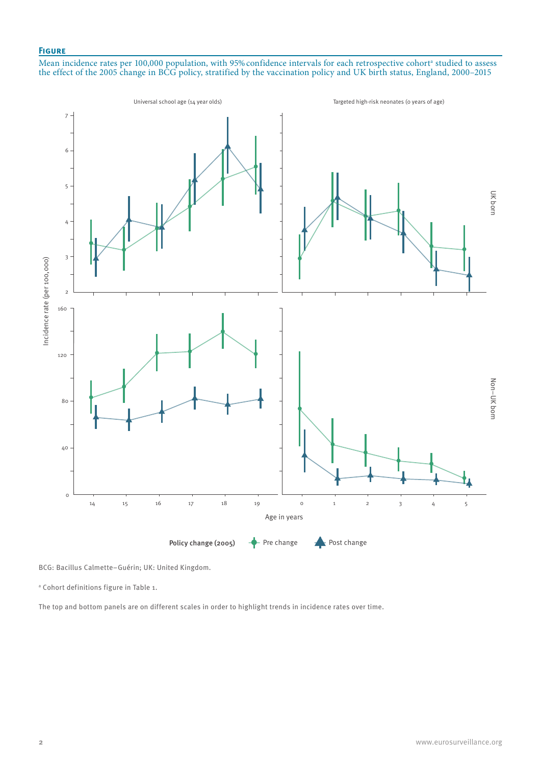## Figure

Mean incidence rates per 100,000 population, with 95% confidence intervals for each retrospective cohort[a] studied to assess the effect of the 2005 change in BCG policy, stratified by the vaccination policy and UK birth status, England, 2000–2015

BCG: Bacillus Calmette–Guérin; UK: United Kingdom.

[a] Cohort definitions figure in Table 1.

The top and bottom panels are on different scales in order to highlight trends in incidence rates over time.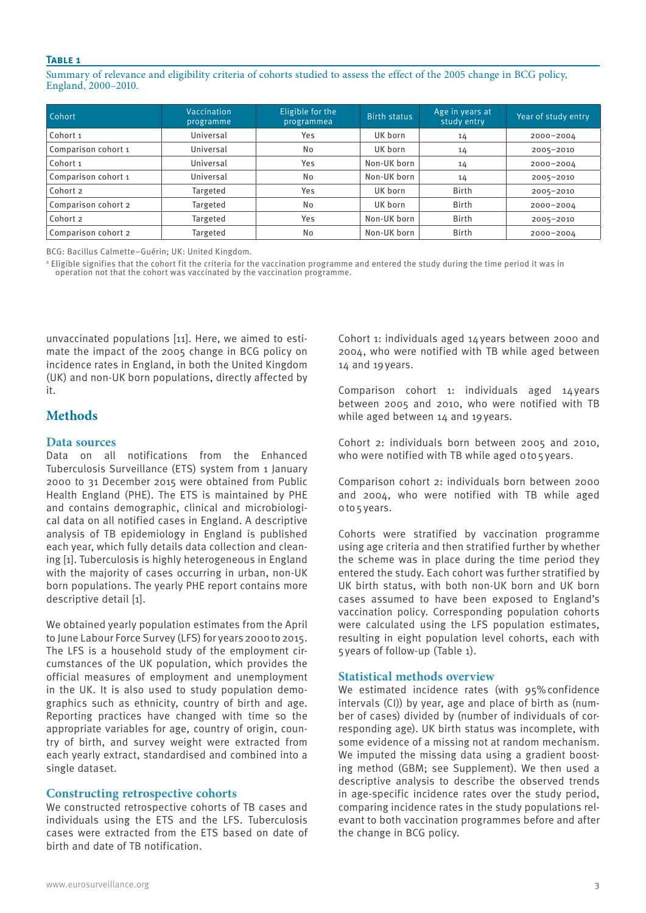**Table 1**

Summary of relevance and eligibility criteria of cohorts studied to assess the effect of the 2005 change in BCG policy, England, 2000–2010.

| Cohort | Vaccination programme | Eligible for the programme[a] | Birth status | Age in years at study entry | Year of study entry |
|---|---|---|---|---|---|
| Cohort 1 | Universal | Yes | UK born | 14 | 2000–2004 |
| Comparison cohort 1 | Universal | No | UK born | 14 | 2005–2010 |
| Cohort 1 | Universal | Yes | Non-UK born | 14 | 2000–2004 |
| Comparison cohort 1 | Universal | No | Non-UK born | 14 | 2005–2010 |
| Cohort 2 | Targeted | Yes | UK born | Birth | 2005–2010 |
| Comparison cohort 2 | Targeted | No | UK born | Birth | 2000–2004 |
| Cohort 2 | Targeted | Yes | Non-UK born | Birth | 2005–2010 |
| Comparison cohort 2 | Targeted | No | Non-UK born | Birth | 2000–2004 |

BCG: Bacillus Calmette–Guérin; UK: United Kingdom.

[a] Eligible signifies that the cohort fit the criteria for the vaccination programme and entered the study during the time period it was in operation not that the cohort was vaccinated by the vaccination programme.

unvaccinated populations [11]. Here, we aimed to estimate the impact of the 2005 change in BCG policy on incidence rates in England, in both the United Kingdom (UK) and non-UK born populations, directly affected by it.

## Methods

### Data sources

Data on all notifications from the Enhanced Tuberculosis Surveillance (ETS) system from 1 January 2000 to 31 December 2015 were obtained from Public Health England (PHE). The ETS is maintained by PHE and contains demographic, clinical and microbiological data on all notified cases in England. A descriptive analysis of TB epidemiology in England is published each year, which fully details data collection and cleaning [1]. Tuberculosis is highly heterogeneous in England with the majority of cases occurring in urban, non-UK born populations. The yearly PHE report contains more descriptive detail [1].

We obtained yearly population estimates from the April to June Labour Force Survey (LFS) for years 2000 to 2015. The LFS is a household study of the employment circumstances of the UK population, which provides the official measures of employment and unemployment in the UK. It is also used to study population demographics such as ethnicity, country of birth and age. Reporting practices have changed with time so the appropriate variables for age, country of origin, country of birth, and survey weight were extracted from each yearly extract, standardised and combined into a single dataset.

### Constructing retrospective cohorts

We constructed retrospective cohorts of TB cases and individuals using the ETS and the LFS. Tuberculosis cases were extracted from the ETS based on date of birth and date of TB notification.

Cohort 1: individuals aged 14 years between 2000 and 2004, who were notified with TB while aged between 14 and 19 years.

Comparison cohort 1: individuals aged 14 years between 2005 and 2010, who were notified with TB while aged between 14 and 19 years.

Cohort 2: individuals born between 2005 and 2010, who were notified with TB while aged 0 to 5 years.

Comparison cohort 2: individuals born between 2000 and 2004, who were notified with TB while aged 0 to 5 years.

Cohorts were stratified by vaccination programme using age criteria and then stratified further by whether the scheme was in place during the time period they entered the study. Each cohort was further stratified by UK birth status, with both non-UK born and UK born cases assumed to have been exposed to England's vaccination policy. Corresponding population cohorts were calculated using the LFS population estimates, resulting in eight population level cohorts, each with 5 years of follow-up (Table 1).

### Statistical methods overview

We estimated incidence rates (with 95% confidence intervals (CI)) by year, age and place of birth as (number of cases) divided by (number of individuals of corresponding age). UK birth status was incomplete, with some evidence of a missing not at random mechanism. We imputed the missing data using a gradient boosting method (GBM; see Supplement). We then used a descriptive analysis to describe the observed trends in age-specific incidence rates over the study period, comparing incidence rates in the study populations relevant to both vaccination programmes before and after the change in BCG policy.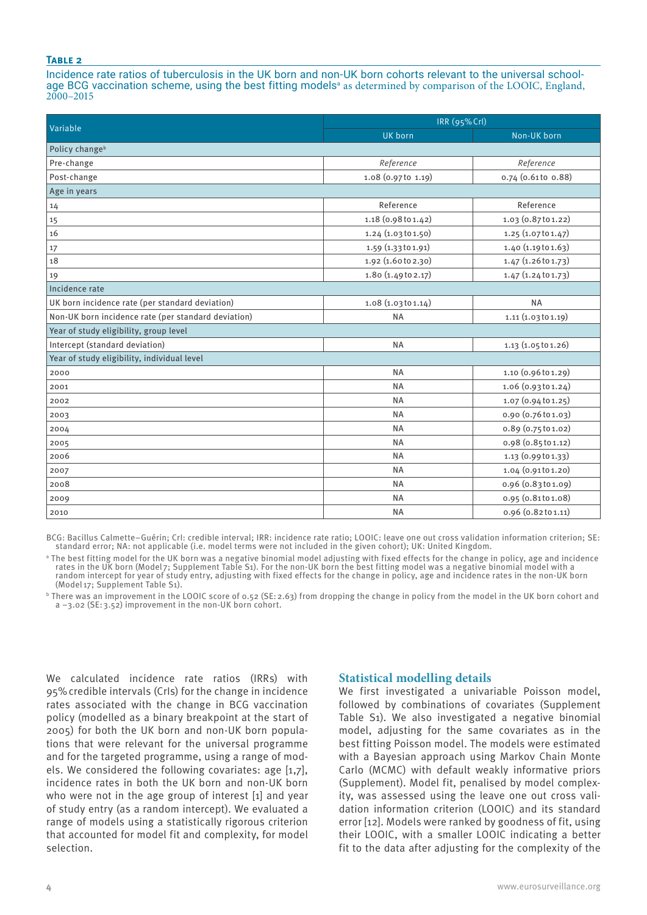**Table 2**

Incidence rate ratios of tuberculosis in the UK born and non-UK born cohorts relevant to the universal school-age BCG vaccination scheme, using the best fitting models[a] as determined by comparison of the LOOIC, England, 2000–2015

| Variable | IRR (95% CrI) | |
|---|---|---|
| | UK born | Non-UK born |
| **Policy change[b]** | | |
| Pre-change | *Reference* | *Reference* |
| Post-change | 1.08 (0.97 to 1.19) | 0.74 (0.61 to 0.88) |
| **Age in years** | | |
| 14 | Reference | Reference |
| 15 | 1.18 (0.98 to 1.42) | 1.03 (0.87 to 1.22) |
| 16 | 1.24 (1.03 to 1.50) | 1.25 (1.07 to 1.47) |
| 17 | 1.59 (1.33 to 1.91) | 1.40 (1.19 to 1.63) |
| 18 | 1.92 (1.60 to 2.30) | 1.47 (1.26 to 1.73) |
| 19 | 1.80 (1.49 to 2.17) | 1.47 (1.24 to 1.73) |
| **Incidence rate** | | |
| UK born incidence rate (per standard deviation) | 1.08 (1.03 to 1.14) | NA |
| Non-UK born incidence rate (per standard deviation) | NA | 1.11 (1.03 to 1.19) |
| **Year of study eligibility, group level** | | |
| Intercept (standard deviation) | NA | 1.13 (1.05 to 1.26) |
| **Year of study eligibility, individual level** | | |
| 2000 | NA | 1.10 (0.96 to 1.29) |
| 2001 | NA | 1.06 (0.93 to 1.24) |
| 2002 | NA | 1.07 (0.94 to 1.25) |
| 2003 | NA | 0.90 (0.76 to 1.03) |
| 2004 | NA | 0.89 (0.75 to 1.02) |
| 2005 | NA | 0.98 (0.85 to 1.12) |
| 2006 | NA | 1.13 (0.99 to 1.33) |
| 2007 | NA | 1.04 (0.91 to 1.20) |
| 2008 | NA | 0.96 (0.83 to 1.09) |
| 2009 | NA | 0.95 (0.81 to 1.08) |
| 2010 | NA | 0.96 (0.82 to 1.11) |

BCG: Bacillus Calmette–Guérin; CrI: credible interval; IRR: incidence rate ratio; LOOIC: leave one out cross validation information criterion; SE: standard error; NA: not applicable (i.e. model terms were not included in the given cohort); UK: United Kingdom.

[a] The best fitting model for the UK born was a negative binomial model adjusting with fixed effects for the change in policy, age and incidence rates in the UK born (Model 7; Supplement Table S1). For the non-UK born the best fitting model was a negative binomial model with a random intercept for year of study entry, adjusting with fixed effects for the change in policy, age and incidence rates in the non-UK born (Model 17; Supplement Table S1).

[b] There was an improvement in the LOOIC score of 0.52 (SE: 2.63) from dropping the change in policy from the model in the UK born cohort and a −3.02 (SE: 3.52) improvement in the non-UK born cohort.

We calculated incidence rate ratios (IRRs) with 95% credible intervals (CrIs) for the change in incidence rates associated with the change in BCG vaccination policy (modelled as a binary breakpoint at the start of 2005) for both the UK born and non-UK born populations that were relevant for the universal programme and for the targeted programme, using a range of models. We considered the following covariates: age [1,7], incidence rates in both the UK born and non-UK born who were not in the age group of interest [1] and year of study entry (as a random intercept). We evaluated a range of models using a statistically rigorous criterion that accounted for model fit and complexity, for model selection.

## Statistical modelling details

We first investigated a univariable Poisson model, followed by combinations of covariates (Supplement Table S1). We also investigated a negative binomial model, adjusting for the same covariates as in the best fitting Poisson model. The models were estimated with a Bayesian approach using Markov Chain Monte Carlo (MCMC) with default weakly informative priors (Supplement). Model fit, penalised by model complexity, was assessed using the leave one out cross validation information criterion (LOOIC) and its standard error [12]. Models were ranked by goodness of fit, using their LOOIC, with a smaller LOOIC indicating a better fit to the data after adjusting for the complexity of the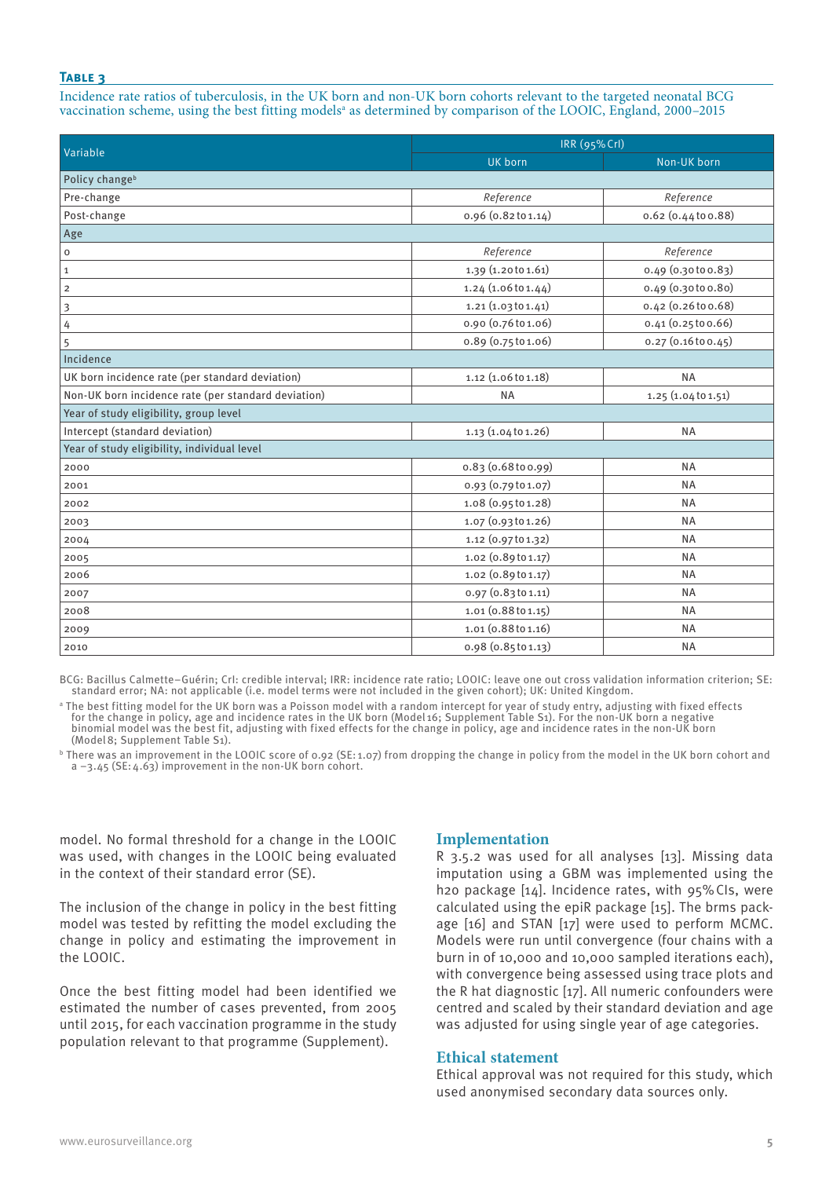**Table 3**

Incidence rate ratios of tuberculosis, in the UK born and non-UK born cohorts relevant to the targeted neonatal BCG vaccination scheme, using the best fitting models[a] as determined by comparison of the LOOIC, England, 2000–2015

| Variable | IRR (95% CrI) | |
|---|---|---|
| | UK born | Non-UK born |
| **Policy change[b]** | | |
| Pre-change | *Reference* | *Reference* |
| Post-change | 0.96 (0.82 to 1.14) | 0.62 (0.44 to 0.88) |
| **Age** | | |
| 0 | *Reference* | *Reference* |
| 1 | 1.39 (1.20 to 1.61) | 0.49 (0.30 to 0.83) |
| 2 | 1.24 (1.06 to 1.44) | 0.49 (0.30 to 0.80) |
| 3 | 1.21 (1.03 to 1.41) | 0.42 (0.26 to 0.68) |
| 4 | 0.90 (0.76 to 1.06) | 0.41 (0.25 to 0.66) |
| 5 | 0.89 (0.75 to 1.06) | 0.27 (0.16 to 0.45) |
| **Incidence** | | |
| UK born incidence rate (per standard deviation) | 1.12 (1.06 to 1.18) | NA |
| Non-UK born incidence rate (per standard deviation) | NA | 1.25 (1.04 to 1.51) |
| **Year of study eligibility, group level** | | |
| Intercept (standard deviation) | 1.13 (1.04 to 1.26) | NA |
| **Year of study eligibility, individual level** | | |
| 2000 | 0.83 (0.68 to 0.99) | NA |
| 2001 | 0.93 (0.79 to 1.07) | NA |
| 2002 | 1.08 (0.95 to 1.28) | NA |
| 2003 | 1.07 (0.93 to 1.26) | NA |
| 2004 | 1.12 (0.97 to 1.32) | NA |
| 2005 | 1.02 (0.89 to 1.17) | NA |
| 2006 | 1.02 (0.89 to 1.17) | NA |
| 2007 | 0.97 (0.83 to 1.11) | NA |
| 2008 | 1.01 (0.88 to 1.15) | NA |
| 2009 | 1.01 (0.88 to 1.16) | NA |
| 2010 | 0.98 (0.85 to 1.13) | NA |

BCG: Bacillus Calmette–Guérin; CrI: credible interval; IRR: incidence rate ratio; LOOIC: leave one out cross validation information criterion; SE: standard error; NA: not applicable (i.e. model terms were not included in the given cohort); UK: United Kingdom.

[a] The best fitting model for the UK born was a Poisson model with a random intercept for year of study entry, adjusting with fixed effects for the change in policy, age and incidence rates in the UK born (Model 16; Supplement Table S1). For the non-UK born a negative binomial model was the best fit, adjusting with fixed effects for the change in policy, age and incidence rates in the non-UK born (Model 8; Supplement Table S1).

[b] There was an improvement in the LOOIC score of 0.92 (SE: 1.07) from dropping the change in policy from the model in the UK born cohort and a −3.45 (SE: 4.63) improvement in the non-UK born cohort.

model. No formal threshold for a change in the LOOIC was used, with changes in the LOOIC being evaluated in the context of their standard error (SE).

The inclusion of the change in policy in the best fitting model was tested by refitting the model excluding the change in policy and estimating the improvement in the LOOIC.

Once the best fitting model had been identified we estimated the number of cases prevented, from 2005 until 2015, for each vaccination programme in the study population relevant to that programme (Supplement).

## Implementation

R 3.5.2 was used for all analyses [13]. Missing data imputation using a GBM was implemented using the h2o package [14]. Incidence rates, with 95% CIs, were calculated using the epiR package [15]. The brms package [16] and STAN [17] were used to perform MCMC. Models were run until convergence (four chains with a burn in of 10,000 and 10,000 sampled iterations each), with convergence being assessed using trace plots and the R hat diagnostic [17]. All numeric confounders were centred and scaled by their standard deviation and age was adjusted for using single year of age categories.

## Ethical statement

Ethical approval was not required for this study, which used anonymised secondary data sources only.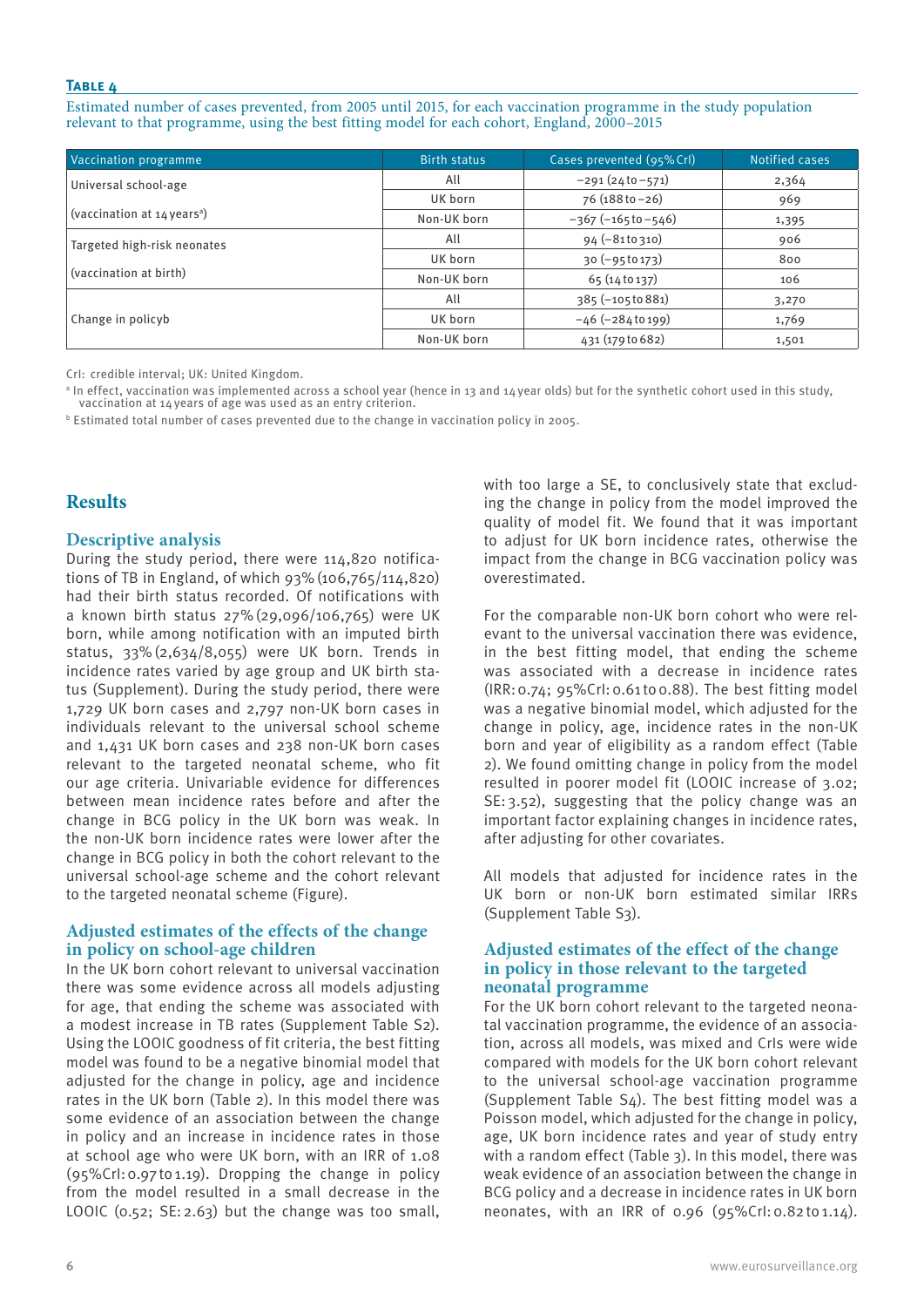**Table 4**

Estimated number of cases prevented, from 2005 until 2015, for each vaccination programme in the study population relevant to that programme, using the best fitting model for each cohort, England, 2000–2015

| Vaccination programme | Birth status | Cases prevented (95%CrI) | Notified cases |
|---|---|---|---|
| Universal school-age (vaccination at 14 years[a]) | All | −291 (24 to −571) | 2,364 |
| | UK born | 76 (188 to −26) | 969 |
| | Non-UK born | −367 (−165 to −546) | 1,395 |
| Targeted high-risk neonates (vaccination at birth) | All | 94 (−81 to 310) | 906 |
| | UK born | 30 (−95 to 173) | 800 |
| | Non-UK born | 65 (14 to 137) | 106 |
| Change in policyb | All | 385 (−105 to 881) | 3,270 |
| | UK born | −46 (−284 to 199) | 1,769 |
| | Non-UK born | 431 (179 to 682) | 1,501 |

CrI: credible interval; UK: United Kingdom.

[a] In effect, vaccination was implemented across a school year (hence in 13 and 14 year olds) but for the synthetic cohort used in this study, vaccination at 14 years of age was used as an entry criterion.

[b] Estimated total number of cases prevented due to the change in vaccination policy in 2005.

## Results

### Descriptive analysis

During the study period, there were 114,820 notifications of TB in England, of which 93% (106,765/114,820) had their birth status recorded. Of notifications with a known birth status 27% (29,096/106,765) were UK born, while among notification with an imputed birth status, 33% (2,634/8,055) were UK born. Trends in incidence rates varied by age group and UK birth status (Supplement). During the study period, there were 1,729 UK born cases and 2,797 non-UK born cases in individuals relevant to the universal school scheme and 1,431 UK born cases and 238 non-UK born cases relevant to the targeted neonatal scheme, who fit our age criteria. Univariable evidence for differences between mean incidence rates before and after the change in BCG policy in the UK born was weak. In the non-UK born incidence rates were lower after the change in BCG policy in both the cohort relevant to the universal school-age scheme and the cohort relevant to the targeted neonatal scheme (Figure).

### Adjusted estimates of the effects of the change in policy on school-age children

In the UK born cohort relevant to universal vaccination there was some evidence across all models adjusting for age, that ending the scheme was associated with a modest increase in TB rates (Supplement Table S2). Using the LOOIC goodness of fit criteria, the best fitting model was found to be a negative binomial model that adjusted for the change in policy, age and incidence rates in the UK born (Table 2). In this model there was some evidence of an association between the change in policy and an increase in incidence rates in those at school age who were UK born, with an IRR of 1.08 (95%CrI: 0.97 to 1.19). Dropping the change in policy from the model resulted in a small decrease in the LOOIC (0.52; SE: 2.63) but the change was too small, with too large a SE, to conclusively state that excluding the change in policy from the model improved the quality of model fit. We found that it was important to adjust for UK born incidence rates, otherwise the impact from the change in BCG vaccination policy was overestimated.

For the comparable non-UK born cohort who were relevant to the universal vaccination there was evidence, in the best fitting model, that ending the scheme was associated with a decrease in incidence rates (IRR: 0.74; 95%CrI: 0.61 to 0.88). The best fitting model was a negative binomial model, which adjusted for the change in policy, age, incidence rates in the non-UK born and year of eligibility as a random effect (Table 2). We found omitting change in policy from the model resulted in poorer model fit (LOOIC increase of 3.02; SE: 3.52), suggesting that the policy change was an important factor explaining changes in incidence rates, after adjusting for other covariates.

All models that adjusted for incidence rates in the UK born or non-UK born estimated similar IRRs (Supplement Table S3).

### Adjusted estimates of the effect of the change in policy in those relevant to the targeted neonatal programme

For the UK born cohort relevant to the targeted neonatal vaccination programme, the evidence of an association, across all models, was mixed and CrIs were wide compared with models for the UK born cohort relevant to the universal school-age vaccination programme (Supplement Table S4). The best fitting model was a Poisson model, which adjusted for the change in policy, age, UK born incidence rates and year of study entry with a random effect (Table 3). In this model, there was weak evidence of an association between the change in BCG policy and a decrease in incidence rates in UK born neonates, with an IRR of 0.96 (95%CrI: 0.82 to 1.14).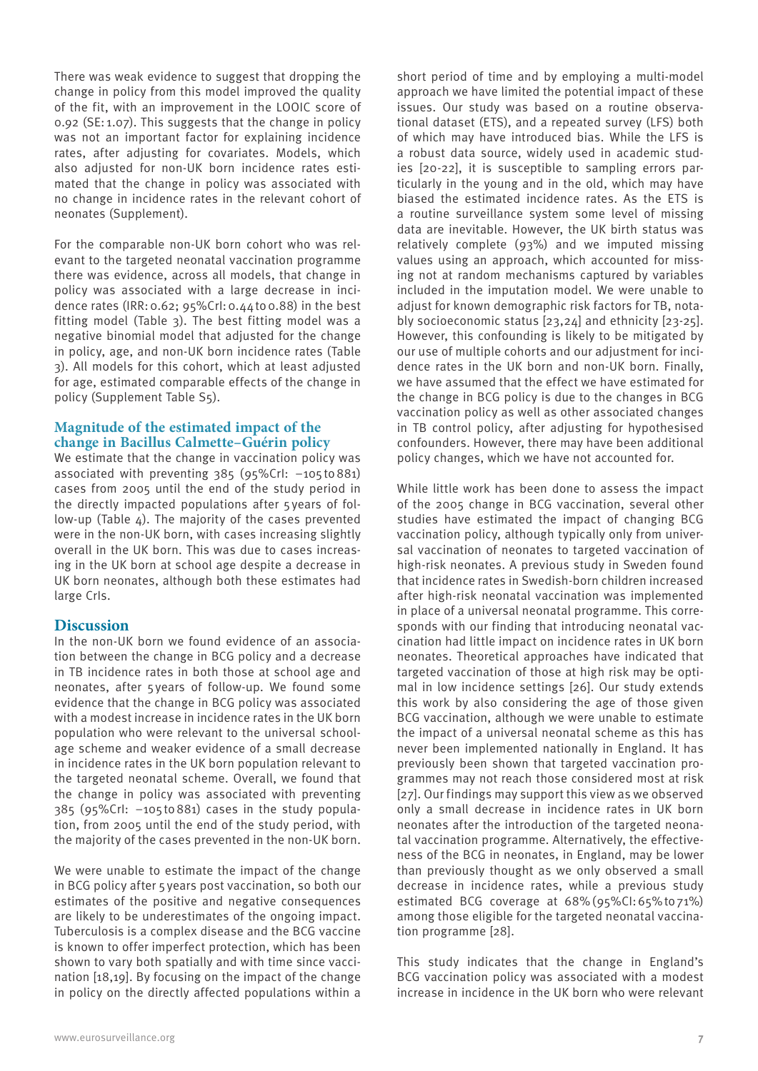There was weak evidence to suggest that dropping the change in policy from this model improved the quality of the fit, with an improvement in the LOOIC score of 0.92 (SE: 1.07). This suggests that the change in policy was not an important factor for explaining incidence rates, after adjusting for covariates. Models, which also adjusted for non-UK born incidence rates estimated that the change in policy was associated with no change in incidence rates in the relevant cohort of neonates (Supplement).

For the comparable non-UK born cohort who was relevant to the targeted neonatal vaccination programme there was evidence, across all models, that change in policy was associated with a large decrease in incidence rates (IRR: 0.62; 95%CrI: 0.44 to 0.88) in the best fitting model (Table 3). The best fitting model was a negative binomial model that adjusted for the change in policy, age, and non-UK born incidence rates (Table 3). All models for this cohort, which at least adjusted for age, estimated comparable effects of the change in policy (Supplement Table S5).

### Magnitude of the estimated impact of the change in Bacillus Calmette–Guérin policy

We estimate that the change in vaccination policy was associated with preventing 385 (95%CrI: −105 to 881) cases from 2005 until the end of the study period in the directly impacted populations after 5 years of follow-up (Table 4). The majority of the cases prevented were in the non-UK born, with cases increasing slightly overall in the UK born. This was due to cases increasing in the UK born at school age despite a decrease in UK born neonates, although both these estimates had large CrIs.

## Discussion

In the non-UK born we found evidence of an association between the change in BCG policy and a decrease in TB incidence rates in both those at school age and neonates, after 5 years of follow-up. We found some evidence that the change in BCG policy was associated with a modest increase in incidence rates in the UK born population who were relevant to the universal school-age scheme and weaker evidence of a small decrease in incidence rates in the UK born population relevant to the targeted neonatal scheme. Overall, we found that the change in policy was associated with preventing 385 (95%CrI: −105 to 881) cases in the study population, from 2005 until the end of the study period, with the majority of the cases prevented in the non-UK born.

We were unable to estimate the impact of the change in BCG policy after 5 years post vaccination, so both our estimates of the positive and negative consequences are likely to be underestimates of the ongoing impact. Tuberculosis is a complex disease and the BCG vaccine is known to offer imperfect protection, which has been shown to vary both spatially and with time since vaccination [18,19]. By focusing on the impact of the change in policy on the directly affected populations within a short period of time and by employing a multi-model approach we have limited the potential impact of these issues. Our study was based on a routine observational dataset (ETS), and a repeated survey (LFS) both of which may have introduced bias. While the LFS is a robust data source, widely used in academic studies [20-22], it is susceptible to sampling errors particularly in the young and in the old, which may have biased the estimated incidence rates. As the ETS is a routine surveillance system some level of missing data are inevitable. However, the UK birth status was relatively complete (93%) and we imputed missing values using an approach, which accounted for missing not at random mechanisms captured by variables included in the imputation model. We were unable to adjust for known demographic risk factors for TB, notably socioeconomic status [23,24] and ethnicity [23-25]. However, this confounding is likely to be mitigated by our use of multiple cohorts and our adjustment for incidence rates in the UK born and non-UK born. Finally, we have assumed that the effect we have estimated for the change in BCG policy is due to the changes in BCG vaccination policy as well as other associated changes in TB control policy, after adjusting for hypothesised confounders. However, there may have been additional policy changes, which we have not accounted for.

While little work has been done to assess the impact of the 2005 change in BCG vaccination, several other studies have estimated the impact of changing BCG vaccination policy, although typically only from universal vaccination of neonates to targeted vaccination of high-risk neonates. A previous study in Sweden found that incidence rates in Swedish-born children increased after high-risk neonatal vaccination was implemented in place of a universal neonatal programme. This corresponds with our finding that introducing neonatal vaccination had little impact on incidence rates in UK born neonates. Theoretical approaches have indicated that targeted vaccination of those at high risk may be optimal in low incidence settings [26]. Our study extends this work by also considering the age of those given BCG vaccination, although we were unable to estimate the impact of a universal neonatal scheme as this has never been implemented nationally in England. It has previously been shown that targeted vaccination programmes may not reach those considered most at risk [27]. Our findings may support this view as we observed only a small decrease in incidence rates in UK born neonates after the introduction of the targeted neonatal vaccination programme. Alternatively, the effectiveness of the BCG in neonates, in England, may be lower than previously thought as we only observed a small decrease in incidence rates, while a previous study estimated BCG coverage at 68% (95%CI: 65% to 71%) among those eligible for the targeted neonatal vaccination programme [28].

This study indicates that the change in England's BCG vaccination policy was associated with a modest increase in incidence in the UK born who were relevant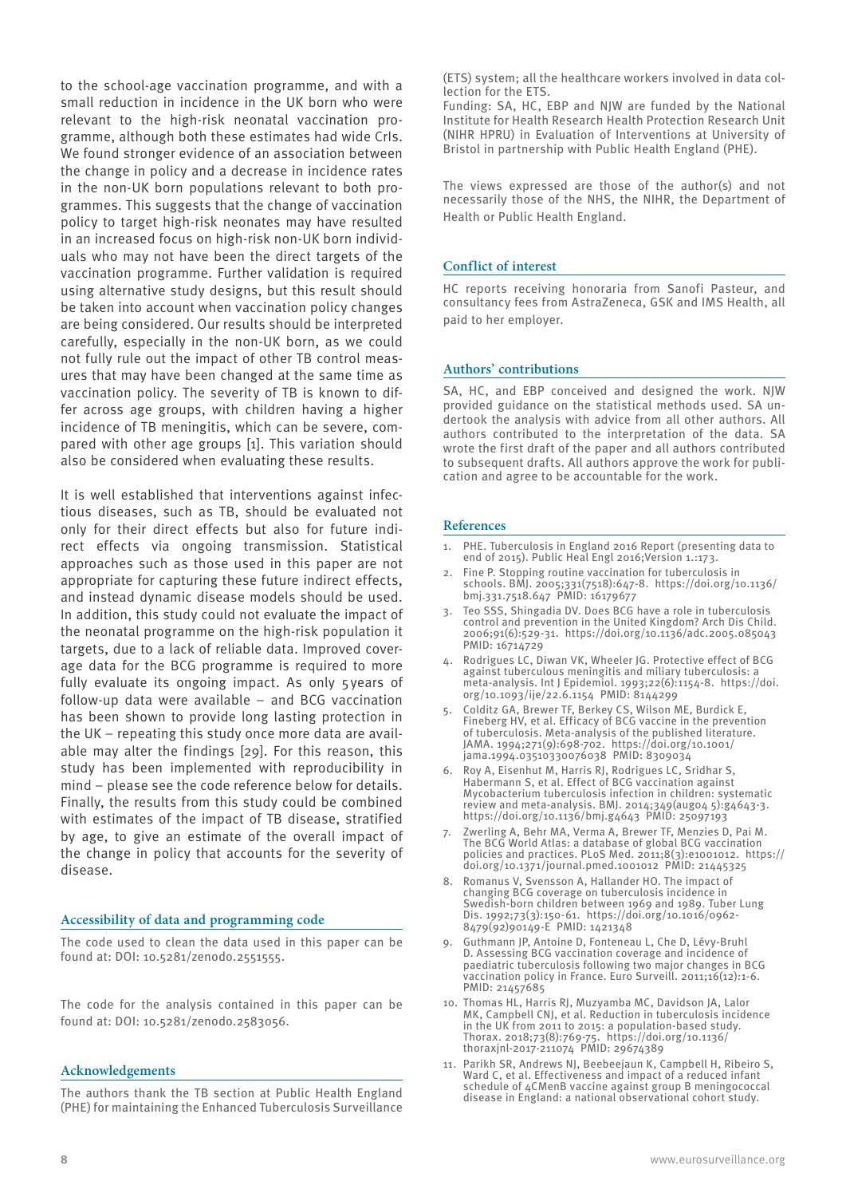to the school-age vaccination programme, and with a small reduction in incidence in the UK born who were relevant to the high-risk neonatal vaccination programme, although both these estimates had wide CrIs. We found stronger evidence of an association between the change in policy and a decrease in incidence rates in the non-UK born populations relevant to both programmes. This suggests that the change of vaccination policy to target high-risk neonates may have resulted in an increased focus on high-risk non-UK born individuals who may not have been the direct targets of the vaccination programme. Further validation is required using alternative study designs, but this result should be taken into account when vaccination policy changes are being considered. Our results should be interpreted carefully, especially in the non-UK born, as we could not fully rule out the impact of other TB control measures that may have been changed at the same time as vaccination policy. The severity of TB is known to differ across age groups, with children having a higher incidence of TB meningitis, which can be severe, compared with other age groups [1]. This variation should also be considered when evaluating these results.

It is well established that interventions against infectious diseases, such as TB, should be evaluated not only for their direct effects but also for future indirect effects via ongoing transmission. Statistical approaches such as those used in this paper are not appropriate for capturing these future indirect effects, and instead dynamic disease models should be used. In addition, this study could not evaluate the impact of the neonatal programme on the high-risk population it targets, due to a lack of reliable data. Improved coverage data for the BCG programme is required to more fully evaluate its ongoing impact. As only 5 years of follow-up data were available – and BCG vaccination has been shown to provide long lasting protection in the UK – repeating this study once more data are available may alter the findings [29]. For this reason, this study has been implemented with reproducibility in mind – please see the code reference below for details. Finally, the results from this study could be combined with estimates of the impact of TB disease, stratified by age, to give an estimate of the overall impact of the change in policy that accounts for the severity of disease.

## Accessibility of data and programming code

The code used to clean the data used in this paper can be found at: DOI: 10.5281/zenodo.2551555.

The code for the analysis contained in this paper can be found at: DOI: 10.5281/zenodo.2583056.

## Acknowledgements

The authors thank the TB section at Public Health England (PHE) for maintaining the Enhanced Tuberculosis Surveillance (ETS) system; all the healthcare workers involved in data collection for the ETS.

Funding: SA, HC, EBP and NJW are funded by the National Institute for Health Research Health Protection Research Unit (NIHR HPRU) in Evaluation of Interventions at University of Bristol in partnership with Public Health England (PHE).

The views expressed are those of the author(s) and not necessarily those of the NHS, the NIHR, the Department of Health or Public Health England.

## Conflict of interest

HC reports receiving honoraria from Sanofi Pasteur, and consultancy fees from AstraZeneca, GSK and IMS Health, all paid to her employer.

## Authors' contributions

SA, HC, and EBP conceived and designed the work. NJW provided guidance on the statistical methods used. SA undertook the analysis with advice from all other authors. All authors contributed to the interpretation of the data. SA wrote the first draft of the paper and all authors contributed to subsequent drafts. All authors approve the work for publication and agree to be accountable for the work.

## References

1. PHE. Tuberculosis in England 2016 Report (presenting data to end of 2015). Public Heal Engl 2016;Version 1.:173.
2. Fine P. Stopping routine vaccination for tuberculosis in schools. BMJ. 2005;331(7518):647-8. https://doi.org/10.1136/bmj.331.7518.647 PMID: 16179677
3. Teo SSS, Shingadia DV. Does BCG have a role in tuberculosis control and prevention in the United Kingdom? Arch Dis Child. 2006;91(6):529-31. https://doi.org/10.1136/adc.2005.085043 PMID: 16714729
4. Rodrigues LC, Diwan VK, Wheeler JG. Protective effect of BCG against tuberculous meningitis and miliary tuberculosis: a meta-analysis. Int J Epidemiol. 1993;22(6):1154-8. https://doi.org/10.1093/ije/22.6.1154 PMID: 8144299
5. Colditz GA, Brewer TF, Berkey CS, Wilson ME, Burdick E, Fineberg HV, et al. Efficacy of BCG vaccine in the prevention of tuberculosis. Meta-analysis of the published literature. JAMA. 1994;271(9):698-702. https://doi.org/10.1001/jama.1994.03510330076038 PMID: 8309034
6. Roy A, Eisenhut M, Harris RJ, Rodrigues LC, Sridhar S, Habermann S, et al. Effect of BCG vaccination against Mycobacterium tuberculosis infection in children: systematic review and meta-analysis. BMJ. 2014;349(aug04 5):g4643-3. https://doi.org/10.1136/bmj.g4643 PMID: 25097193
7. Zwerling A, Behr MA, Verma A, Brewer TF, Menzies D, Pai M. The BCG World Atlas: a database of global BCG vaccination policies and practices. PLoS Med. 2011;8(3):e1001012. https://doi.org/10.1371/journal.pmed.1001012 PMID: 21445325
8. Romanus V, Svensson A, Hallander HO. The impact of changing BCG coverage on tuberculosis incidence in Swedish-born children between 1969 and 1989. Tuber Lung Dis. 1992;73(3):150-61. https://doi.org/10.1016/0962-8479(92)90149-E PMID: 1421348
9. Guthmann JP, Antoine D, Fonteneau L, Che D, Lévy-Bruhl D. Assessing BCG vaccination coverage and incidence of paediatric tuberculosis following two major changes in BCG vaccination policy in France. Euro Surveill. 2011;16(12):1-6. PMID: 21457685
10. Thomas HL, Harris RJ, Muzyamba MC, Davidson JA, Lalor MK, Campbell CNJ, et al. Reduction in tuberculosis incidence in the UK from 2011 to 2015: a population-based study. Thorax. 2018;73(8):769-75. https://doi.org/10.1136/thoraxjnl-2017-211074 PMID: 29674389
11. Parikh SR, Andrews NJ, Beebeejaun K, Campbell H, Ribeiro S, Ward C, et al. Effectiveness and impact of a reduced infant schedule of 4CMenB vaccine against group B meningococcal disease in England: a national observational cohort study.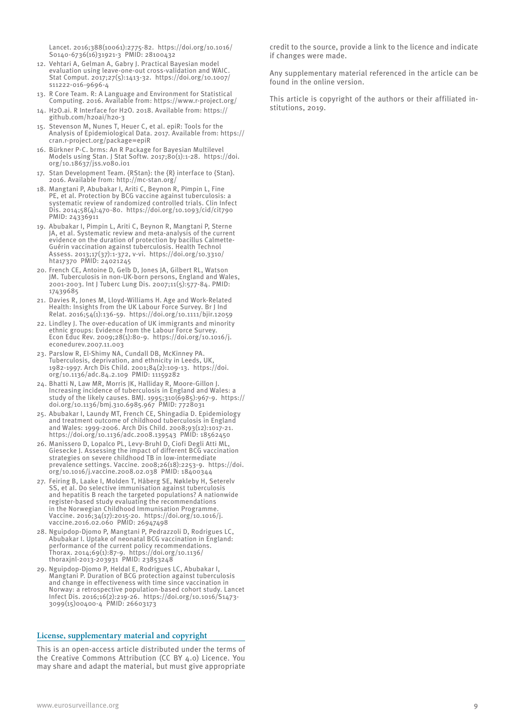Lancet. 2016;388(10061):2775-82. https://doi.org/10.1016/S0140-6736(16)31921-3 PMID: 28100432

12. Vehtari A, Gelman A, Gabry J. Practical Bayesian model evaluation using leave-one-out cross-validation and WAIC. Stat Comput. 2017;27(5):1413-32. https://doi.org/10.1007/s11222-016-9696-4
13. R Core Team. R: A Language and Environment for Statistical Computing. 2016. Available from: https://www.r-project.org/
14. H2O.ai. R Interface for H2O. 2018. Available from: https://github.com/h2oai/h2o-3
15. Stevenson M, Nunes T, Heuer C, et al. epiR: Tools for the Analysis of Epidemiological Data. 2017. Available from: https://cran.r-project.org/package=epiR
16. Bürkner P-C. brms: An R Package for Bayesian Multilevel Models using Stan. J Stat Softw. 2017;80(1):1-28. https://doi.org/10.18637/jss.v080.i01
17. Stan Development Team. {RStan}: the {R} interface to {Stan}. 2016. Available from: http://mc-stan.org/
18. Mangtani P, Abubakar I, Ariti C, Beynon R, Pimpin L, Fine PE, et al. Protection by BCG vaccine against tuberculosis: a systematic review of randomized controlled trials. Clin Infect Dis. 2014;58(4):470-80. https://doi.org/10.1093/cid/cit790 PMID: 24336911
19. Abubakar I, Pimpin L, Ariti C, Beynon R, Mangtani P, Sterne JA, et al. Systematic review and meta-analysis of the current evidence on the duration of protection by bacillus Calmette-Guérin vaccination against tuberculosis. Health Technol Assess. 2013;17(37):1-372, v-vi. https://doi.org/10.3310/hta17370 PMID: 24021245
20. French CE, Antoine D, Gelb D, Jones JA, Gilbert RL, Watson JM. Tuberculosis in non-UK-born persons, England and Wales, 2001-2003. Int J Tuberc Lung Dis. 2007;11(5):577-84. PMID: 17439685
21. Davies R, Jones M, Lloyd-Williams H. Age and Work-Related Health: Insights from the UK Labour Force Survey. Br J Ind Relat. 2016;54(1):136-59. https://doi.org/10.1111/bjir.12059
22. Lindley J. The over-education of UK immigrants and minority ethnic groups: Evidence from the Labour Force Survey. Econ Educ Rev. 2009;28(1):80-9. https://doi.org/10.1016/j.econedurev.2007.11.003
23. Parslow R, El-Shimy NA, Cundall DB, McKinney PA. Tuberculosis, deprivation, and ethnicity in Leeds, UK, 1982-1997. Arch Dis Child. 2001;84(2):109-13. https://doi.org/10.1136/adc.84.2.109 PMID: 11159282
24. Bhatti N, Law MR, Morris JK, Halliday R, Moore-Gillon J. Increasing incidence of tuberculosis in England and Wales: a study of the likely causes. BMJ. 1995;310(6985):967-9. https://doi.org/10.1136/bmj.310.6985.967 PMID: 7728031
25. Abubakar I, Laundy MT, French CE, Shingadia D. Epidemiology and treatment outcome of childhood tuberculosis in England and Wales: 1999-2006. Arch Dis Child. 2008;93(12):1017-21. https://doi.org/10.1136/adc.2008.139543 PMID: 18562450
26. Manissero D, Lopalco PL, Levy-Bruhl D, Ciofi Degli Atti ML, Giesecke J. Assessing the impact of different BCG vaccination strategies on severe childhood TB in low-intermediate prevalence settings. Vaccine. 2008;26(18):2253-9. https://doi.org/10.1016/j.vaccine.2008.02.038 PMID: 18400344
27. Feiring B, Laake I, Molden T, Håberg SE, Nøkleby H, Seterelv SS, et al. Do selective immunisation against tuberculosis and hepatitis B reach the targeted populations? A nationwide register-based study evaluating the recommendations in the Norwegian Childhood Immunisation Programme. Vaccine. 2016;34(17):2015-20. https://doi.org/10.1016/j.vaccine.2016.02.060 PMID: 26947498
28. Nguipdop-Djomo P, Mangtani P, Pedrazzoli D, Rodrigues LC, Abubakar I. Uptake of neonatal BCG vaccination in England: performance of the current policy recommendations. Thorax. 2014;69(1):87-9. https://doi.org/10.1136/thoraxjnl-2013-203931 PMID: 23853248
29. Nguipdop-Djomo P, Heldal E, Rodrigues LC, Abubakar I, Mangtani P. Duration of BCG protection against tuberculosis and change in effectiveness with time since vaccination in Norway: a retrospective population-based cohort study. Lancet Infect Dis. 2016;16(2):219-26. https://doi.org/10.1016/S1473-3099(15)00400-4 PMID: 26603173

## License, supplementary material and copyright

This is an open-access article distributed under the terms of the Creative Commons Attribution (CC BY 4.0) Licence. You may share and adapt the material, but must give appropriate credit to the source, provide a link to the licence and indicate if changes were made.

Any supplementary material referenced in the article can be found in the online version.

This article is copyright of the authors or their affiliated institutions, 2019.